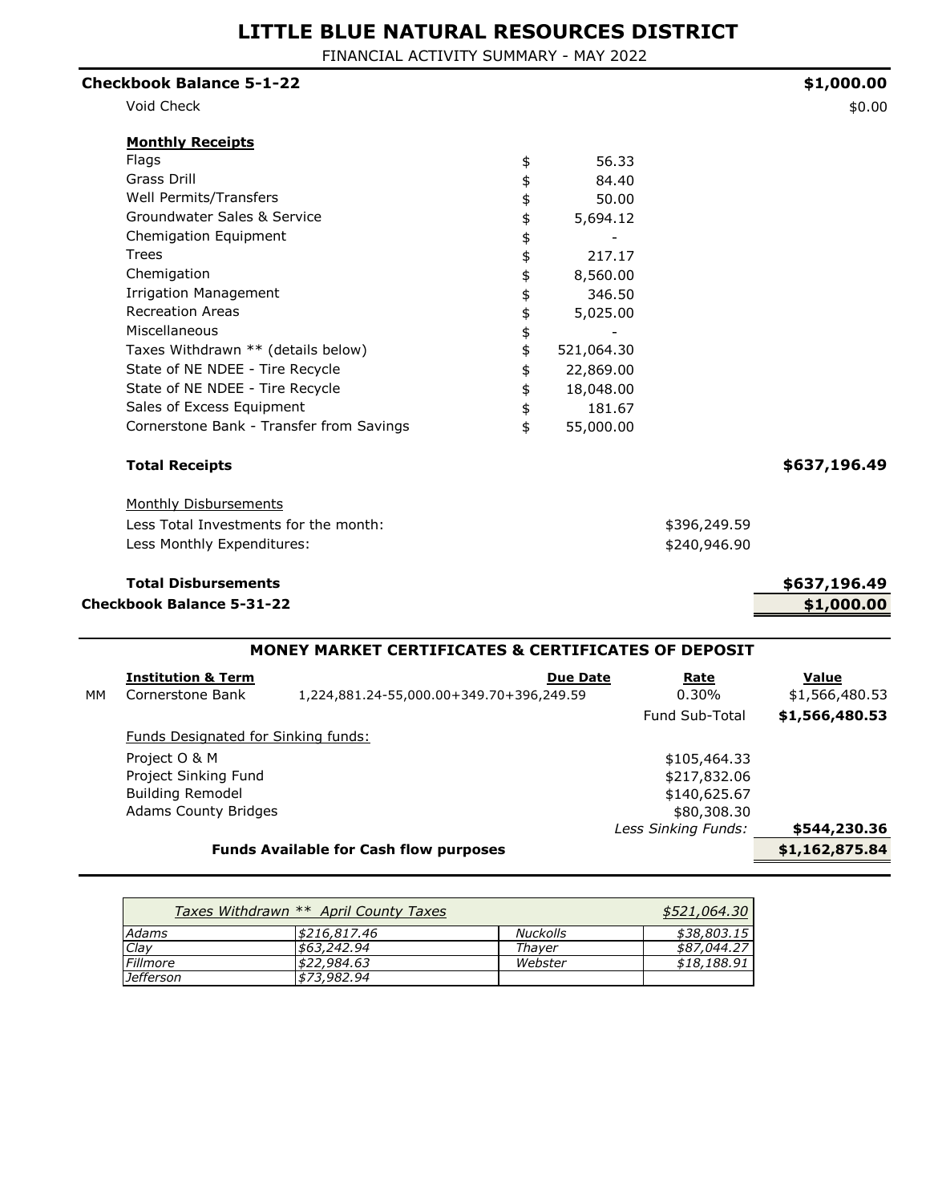# LITTLE BLUE NATURAL RESOURCES DISTRICT

FINANCIAL ACTIVITY SUMMARY - MAY 2022

| | | | |
|---|---|---|---|
| **Checkbook Balance 5-1-22** | | | **$1,000.00** |
| Void Check | | | $0.00 |
| **Monthly Receipts** | | | |
| Flags | $ 56.33 | | |
| Grass Drill | $ 84.40 | | |
| Well Permits/Transfers | $ 50.00 | | |
| Groundwater Sales & Service | $ 5,694.12 | | |
| Chemigation Equipment | $ - | | |
| Trees | $ 217.17 | | |
| Chemigation | $ 8,560.00 | | |
| Irrigation Management | $ 346.50 | | |
| Recreation Areas | $ 5,025.00 | | |
| Miscellaneous | $ - | | |
| Taxes Withdrawn ** (details below) | $ 521,064.30 | | |
| State of NE NDEE - Tire Recycle | $ 22,869.00 | | |
| State of NE NDEE - Tire Recycle | $ 18,048.00 | | |
| Sales of Excess Equipment | $ 181.67 | | |
| Cornerstone Bank - Transfer from Savings | $ 55,000.00 | | |
| **Total Receipts** | | | **$637,196.49** |
| Monthly Disbursements | | | |
| Less Total Investments for the month: | | $396,249.59 | |
| Less Monthly Expenditures: | | $240,946.90 | |
| **Total Disbursements** | | | **$637,196.49** |
| **Checkbook Balance 5-31-22** | | | **$1,000.00** |

## MONEY MARKET CERTIFICATES & CERTIFICATES OF DEPOSIT

| | Institution & Term | Due Date | Rate | Value |
|---|---|---|---|---|
| MM | Cornerstone Bank | 1,224,881.24-55,000.00+349.70+396,249.59 | 0.30% | $1,566,480.53 |
| | | | Fund Sub-Total | **$1,566,480.53** |
| | Funds Designated for Sinking funds: | | | |
| | Project O & M | | $105,464.33 | |
| | Project Sinking Fund | | $217,832.06 | |
| | Building Remodel | | $140,625.67 | |
| | Adams County Bridges | | $80,308.30 | |
| | | | *Less Sinking Funds:* | **$544,230.36** |
| | **Funds Available for Cash flow purposes** | | | **$1,162,875.84** |

| *Taxes Withdrawn ** April County Taxes* | | | *$521,064.30* |
|---|---|---|---|
| *Adams* | *$216,817.46* | *Nuckolls* | *$38,803.15* |
| *Clay* | *$63,242.94* | *Thayer* | *$87,044.27* |
| *Fillmore* | *$22,984.63* | *Webster* | *$18,188.91* |
| *Jefferson* | *$73,982.94* | | |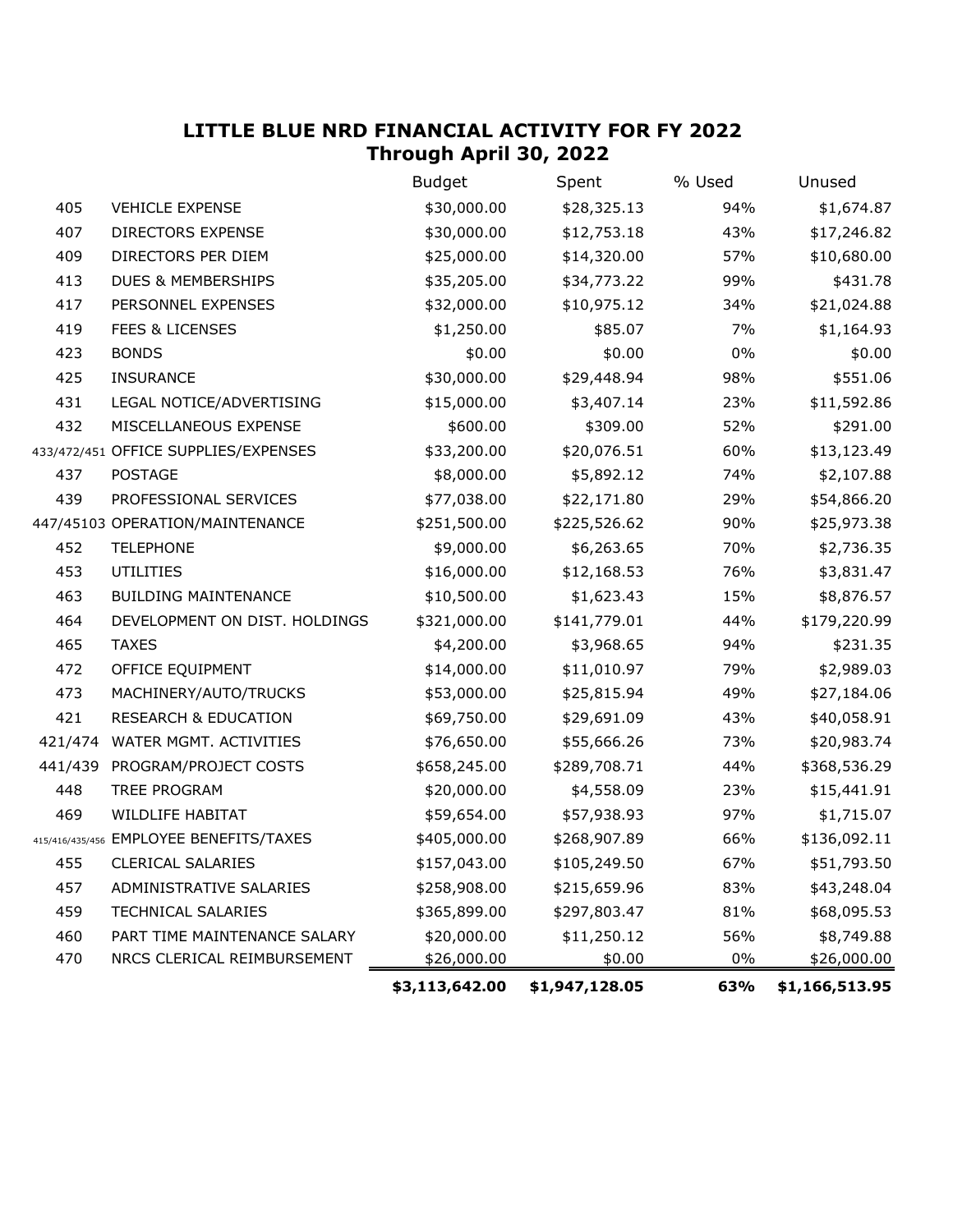## LITTLE BLUE NRD FINANCIAL ACTIVITY FOR FY 2022
### Through April 30, 2022

| | | Budget | Spent | % Used | Unused |
|---|---|---|---|---|---|
| 405 | VEHICLE EXPENSE | $30,000.00 | $28,325.13 | 94% | $1,674.87 |
| 407 | DIRECTORS EXPENSE | $30,000.00 | $12,753.18 | 43% | $17,246.82 |
| 409 | DIRECTORS PER DIEM | $25,000.00 | $14,320.00 | 57% | $10,680.00 |
| 413 | DUES & MEMBERSHIPS | $35,205.00 | $34,773.22 | 99% | $431.78 |
| 417 | PERSONNEL EXPENSES | $32,000.00 | $10,975.12 | 34% | $21,024.88 |
| 419 | FEES & LICENSES | $1,250.00 | $85.07 | 7% | $1,164.93 |
| 423 | BONDS | $0.00 | $0.00 | 0% | $0.00 |
| 425 | INSURANCE | $30,000.00 | $29,448.94 | 98% | $551.06 |
| 431 | LEGAL NOTICE/ADVERTISING | $15,000.00 | $3,407.14 | 23% | $11,592.86 |
| 432 | MISCELLANEOUS EXPENSE | $600.00 | $309.00 | 52% | $291.00 |
| 433/472/451 | OFFICE SUPPLIES/EXPENSES | $33,200.00 | $20,076.51 | 60% | $13,123.49 |
| 437 | POSTAGE | $8,000.00 | $5,892.12 | 74% | $2,107.88 |
| 439 | PROFESSIONAL SERVICES | $77,038.00 | $22,171.80 | 29% | $54,866.20 |
| 447/45103 | OPERATION/MAINTENANCE | $251,500.00 | $225,526.62 | 90% | $25,973.38 |
| 452 | TELEPHONE | $9,000.00 | $6,263.65 | 70% | $2,736.35 |
| 453 | UTILITIES | $16,000.00 | $12,168.53 | 76% | $3,831.47 |
| 463 | BUILDING MAINTENANCE | $10,500.00 | $1,623.43 | 15% | $8,876.57 |
| 464 | DEVELOPMENT ON DIST. HOLDINGS | $321,000.00 | $141,779.01 | 44% | $179,220.99 |
| 465 | TAXES | $4,200.00 | $3,968.65 | 94% | $231.35 |
| 472 | OFFICE EQUIPMENT | $14,000.00 | $11,010.97 | 79% | $2,989.03 |
| 473 | MACHINERY/AUTO/TRUCKS | $53,000.00 | $25,815.94 | 49% | $27,184.06 |
| 421 | RESEARCH & EDUCATION | $69,750.00 | $29,691.09 | 43% | $40,058.91 |
| 421/474 | WATER MGMT. ACTIVITIES | $76,650.00 | $55,666.26 | 73% | $20,983.74 |
| 441/439 | PROGRAM/PROJECT COSTS | $658,245.00 | $289,708.71 | 44% | $368,536.29 |
| 448 | TREE PROGRAM | $20,000.00 | $4,558.09 | 23% | $15,441.91 |
| 469 | WILDLIFE HABITAT | $59,654.00 | $57,938.93 | 97% | $1,715.07 |
| 415/416/435/456 | EMPLOYEE BENEFITS/TAXES | $405,000.00 | $268,907.89 | 66% | $136,092.11 |
| 455 | CLERICAL SALARIES | $157,043.00 | $105,249.50 | 67% | $51,793.50 |
| 457 | ADMINISTRATIVE SALARIES | $258,908.00 | $215,659.96 | 83% | $43,248.04 |
| 459 | TECHNICAL SALARIES | $365,899.00 | $297,803.47 | 81% | $68,095.53 |
| 460 | PART TIME MAINTENANCE SALARY | $20,000.00 | $11,250.12 | 56% | $8,749.88 |
| 470 | NRCS CLERICAL REIMBURSEMENT | $26,000.00 | $0.00 | 0% | $26,000.00 |
| | | **$3,113,642.00** | **$1,947,128.05** | **63%** | **$1,166,513.95** |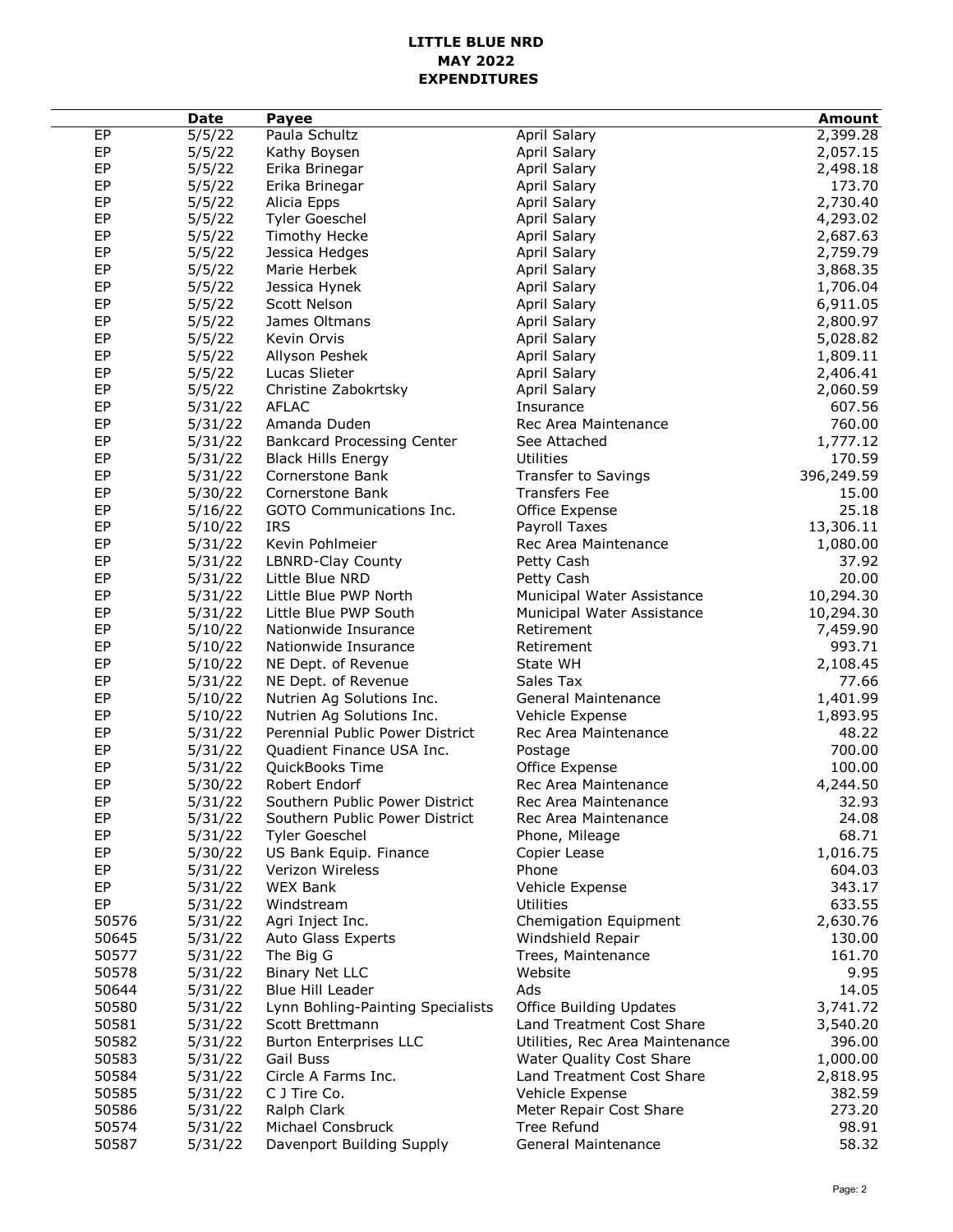**LITTLE BLUE NRD**
**MAY 2022**
**EXPENDITURES**

| | Date | Payee | | Amount |
|---|---|---|---|---|
| EP | 5/5/22 | Paula Schultz | April Salary | 2,399.28 |
| EP | 5/5/22 | Kathy Boysen | April Salary | 2,057.15 |
| EP | 5/5/22 | Erika Brinegar | April Salary | 2,498.18 |
| EP | 5/5/22 | Erika Brinegar | April Salary | 173.70 |
| EP | 5/5/22 | Alicia Epps | April Salary | 2,730.40 |
| EP | 5/5/22 | Tyler Goeschel | April Salary | 4,293.02 |
| EP | 5/5/22 | Timothy Hecke | April Salary | 2,687.63 |
| EP | 5/5/22 | Jessica Hedges | April Salary | 2,759.79 |
| EP | 5/5/22 | Marie Herbek | April Salary | 3,868.35 |
| EP | 5/5/22 | Jessica Hynek | April Salary | 1,706.04 |
| EP | 5/5/22 | Scott Nelson | April Salary | 6,911.05 |
| EP | 5/5/22 | James Oltmans | April Salary | 2,800.97 |
| EP | 5/5/22 | Kevin Orvis | April Salary | 5,028.82 |
| EP | 5/5/22 | Allyson Peshek | April Salary | 1,809.11 |
| EP | 5/5/22 | Lucas Slieter | April Salary | 2,406.41 |
| EP | 5/5/22 | Christine Zabokrtsky | April Salary | 2,060.59 |
| EP | 5/31/22 | AFLAC | Insurance | 607.56 |
| EP | 5/31/22 | Amanda Duden | Rec Area Maintenance | 760.00 |
| EP | 5/31/22 | Bankcard Processing Center | See Attached | 1,777.12 |
| EP | 5/31/22 | Black Hills Energy | Utilities | 170.59 |
| EP | 5/31/22 | Cornerstone Bank | Transfer to Savings | 396,249.59 |
| EP | 5/30/22 | Cornerstone Bank | Transfers Fee | 15.00 |
| EP | 5/16/22 | GOTO Communications Inc. | Office Expense | 25.18 |
| EP | 5/10/22 | IRS | Payroll Taxes | 13,306.11 |
| EP | 5/31/22 | Kevin Pohlmeier | Rec Area Maintenance | 1,080.00 |
| EP | 5/31/22 | LBNRD-Clay County | Petty Cash | 37.92 |
| EP | 5/31/22 | Little Blue NRD | Petty Cash | 20.00 |
| EP | 5/31/22 | Little Blue PWP North | Municipal Water Assistance | 10,294.30 |
| EP | 5/31/22 | Little Blue PWP South | Municipal Water Assistance | 10,294.30 |
| EP | 5/10/22 | Nationwide Insurance | Retirement | 7,459.90 |
| EP | 5/10/22 | Nationwide Insurance | Retirement | 993.71 |
| EP | 5/10/22 | NE Dept. of Revenue | State WH | 2,108.45 |
| EP | 5/31/22 | NE Dept. of Revenue | Sales Tax | 77.66 |
| EP | 5/10/22 | Nutrien Ag Solutions Inc. | General Maintenance | 1,401.99 |
| EP | 5/10/22 | Nutrien Ag Solutions Inc. | Vehicle Expense | 1,893.95 |
| EP | 5/31/22 | Perennial Public Power District | Rec Area Maintenance | 48.22 |
| EP | 5/31/22 | Quadient Finance USA Inc. | Postage | 700.00 |
| EP | 5/31/22 | QuickBooks Time | Office Expense | 100.00 |
| EP | 5/30/22 | Robert Endorf | Rec Area Maintenance | 4,244.50 |
| EP | 5/31/22 | Southern Public Power District | Rec Area Maintenance | 32.93 |
| EP | 5/31/22 | Southern Public Power District | Rec Area Maintenance | 24.08 |
| EP | 5/31/22 | Tyler Goeschel | Phone, Mileage | 68.71 |
| EP | 5/30/22 | US Bank Equip. Finance | Copier Lease | 1,016.75 |
| EP | 5/31/22 | Verizon Wireless | Phone | 604.03 |
| EP | 5/31/22 | WEX Bank | Vehicle Expense | 343.17 |
| EP | 5/31/22 | Windstream | Utilities | 633.55 |
| 50576 | 5/31/22 | Agri Inject Inc. | Chemigation Equipment | 2,630.76 |
| 50645 | 5/31/22 | Auto Glass Experts | Windshield Repair | 130.00 |
| 50577 | 5/31/22 | The Big G | Trees, Maintenance | 161.70 |
| 50578 | 5/31/22 | Binary Net LLC | Website | 9.95 |
| 50644 | 5/31/22 | Blue Hill Leader | Ads | 14.05 |
| 50580 | 5/31/22 | Lynn Bohling-Painting Specialists | Office Building Updates | 3,741.72 |
| 50581 | 5/31/22 | Scott Brettmann | Land Treatment Cost Share | 3,540.20 |
| 50582 | 5/31/22 | Burton Enterprises LLC | Utilities, Rec Area Maintenance | 396.00 |
| 50583 | 5/31/22 | Gail Buss | Water Quality Cost Share | 1,000.00 |
| 50584 | 5/31/22 | Circle A Farms Inc. | Land Treatment Cost Share | 2,818.95 |
| 50585 | 5/31/22 | C J Tire Co. | Vehicle Expense | 382.59 |
| 50586 | 5/31/22 | Ralph Clark | Meter Repair Cost Share | 273.20 |
| 50574 | 5/31/22 | Michael Consbruck | Tree Refund | 98.91 |
| 50587 | 5/31/22 | Davenport Building Supply | General Maintenance | 58.32 |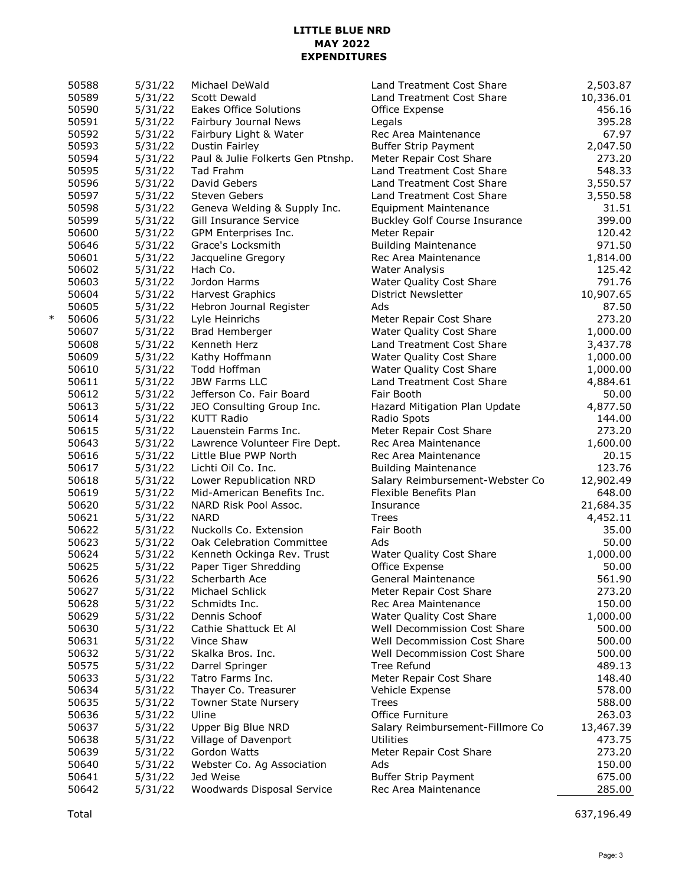**LITTLE BLUE NRD**
**MAY 2022**
**EXPENDITURES**

| | | | | | |
|---|---|---|---|---|---|
| | 50588 | 5/31/22 | Michael DeWald | Land Treatment Cost Share | 2,503.87 |
| | 50589 | 5/31/22 | Scott Dewald | Land Treatment Cost Share | 10,336.01 |
| | 50590 | 5/31/22 | Eakes Office Solutions | Office Expense | 456.16 |
| | 50591 | 5/31/22 | Fairbury Journal News | Legals | 395.28 |
| | 50592 | 5/31/22 | Fairbury Light & Water | Rec Area Maintenance | 67.97 |
| | 50593 | 5/31/22 | Dustin Fairley | Buffer Strip Payment | 2,047.50 |
| | 50594 | 5/31/22 | Paul & Julie Folkerts Gen Ptnshp. | Meter Repair Cost Share | 273.20 |
| | 50595 | 5/31/22 | Tad Frahm | Land Treatment Cost Share | 548.33 |
| | 50596 | 5/31/22 | David Gebers | Land Treatment Cost Share | 3,550.57 |
| | 50597 | 5/31/22 | Steven Gebers | Land Treatment Cost Share | 3,550.58 |
| | 50598 | 5/31/22 | Geneva Welding & Supply Inc. | Equipment Maintenance | 31.51 |
| | 50599 | 5/31/22 | Gill Insurance Service | Buckley Golf Course Insurance | 399.00 |
| | 50600 | 5/31/22 | GPM Enterprises Inc. | Meter Repair | 120.42 |
| | 50646 | 5/31/22 | Grace's Locksmith | Building Maintenance | 971.50 |
| | 50601 | 5/31/22 | Jacqueline Gregory | Rec Area Maintenance | 1,814.00 |
| | 50602 | 5/31/22 | Hach Co. | Water Analysis | 125.42 |
| | 50603 | 5/31/22 | Jordon Harms | Water Quality Cost Share | 791.76 |
| | 50604 | 5/31/22 | Harvest Graphics | District Newsletter | 10,907.65 |
| | 50605 | 5/31/22 | Hebron Journal Register | Ads | 87.50 |
| * | 50606 | 5/31/22 | Lyle Heinrichs | Meter Repair Cost Share | 273.20 |
| | 50607 | 5/31/22 | Brad Hemberger | Water Quality Cost Share | 1,000.00 |
| | 50608 | 5/31/22 | Kenneth Herz | Land Treatment Cost Share | 3,437.78 |
| | 50609 | 5/31/22 | Kathy Hoffmann | Water Quality Cost Share | 1,000.00 |
| | 50610 | 5/31/22 | Todd Hoffman | Water Quality Cost Share | 1,000.00 |
| | 50611 | 5/31/22 | JBW Farms LLC | Land Treatment Cost Share | 4,884.61 |
| | 50612 | 5/31/22 | Jefferson Co. Fair Board | Fair Booth | 50.00 |
| | 50613 | 5/31/22 | JEO Consulting Group Inc. | Hazard Mitigation Plan Update | 4,877.50 |
| | 50614 | 5/31/22 | KUTT Radio | Radio Spots | 144.00 |
| | 50615 | 5/31/22 | Lauenstein Farms Inc. | Meter Repair Cost Share | 273.20 |
| | 50643 | 5/31/22 | Lawrence Volunteer Fire Dept. | Rec Area Maintenance | 1,600.00 |
| | 50616 | 5/31/22 | Little Blue PWP North | Rec Area Maintenance | 20.15 |
| | 50617 | 5/31/22 | Lichti Oil Co. Inc. | Building Maintenance | 123.76 |
| | 50618 | 5/31/22 | Lower Republication NRD | Salary Reimbursement-Webster Co | 12,902.49 |
| | 50619 | 5/31/22 | Mid-American Benefits Inc. | Flexible Benefits Plan | 648.00 |
| | 50620 | 5/31/22 | NARD Risk Pool Assoc. | Insurance | 21,684.35 |
| | 50621 | 5/31/22 | NARD | Trees | 4,452.11 |
| | 50622 | 5/31/22 | Nuckolls Co. Extension | Fair Booth | 35.00 |
| | 50623 | 5/31/22 | Oak Celebration Committee | Ads | 50.00 |
| | 50624 | 5/31/22 | Kenneth Ockinga Rev. Trust | Water Quality Cost Share | 1,000.00 |
| | 50625 | 5/31/22 | Paper Tiger Shredding | Office Expense | 50.00 |
| | 50626 | 5/31/22 | Scherbarth Ace | General Maintenance | 561.90 |
| | 50627 | 5/31/22 | Michael Schlick | Meter Repair Cost Share | 273.20 |
| | 50628 | 5/31/22 | Schmidts Inc. | Rec Area Maintenance | 150.00 |
| | 50629 | 5/31/22 | Dennis Schoof | Water Quality Cost Share | 1,000.00 |
| | 50630 | 5/31/22 | Cathie Shattuck Et Al | Well Decommission Cost Share | 500.00 |
| | 50631 | 5/31/22 | Vince Shaw | Well Decommission Cost Share | 500.00 |
| | 50632 | 5/31/22 | Skalka Bros. Inc. | Well Decommission Cost Share | 500.00 |
| | 50575 | 5/31/22 | Darrel Springer | Tree Refund | 489.13 |
| | 50633 | 5/31/22 | Tatro Farms Inc. | Meter Repair Cost Share | 148.40 |
| | 50634 | 5/31/22 | Thayer Co. Treasurer | Vehicle Expense | 578.00 |
| | 50635 | 5/31/22 | Towner State Nursery | Trees | 588.00 |
| | 50636 | 5/31/22 | Uline | Office Furniture | 263.03 |
| | 50637 | 5/31/22 | Upper Big Blue NRD | Salary Reimbursement-Fillmore Co | 13,467.39 |
| | 50638 | 5/31/22 | Village of Davenport | Utilities | 473.75 |
| | 50639 | 5/31/22 | Gordon Watts | Meter Repair Cost Share | 273.20 |
| | 50640 | 5/31/22 | Webster Co. Ag Association | Ads | 150.00 |
| | 50641 | 5/31/22 | Jed Weise | Buffer Strip Payment | 675.00 |
| | 50642 | 5/31/22 | Woodwards Disposal Service | Rec Area Maintenance | 285.00 |
| | Total | | | | 637,196.49 |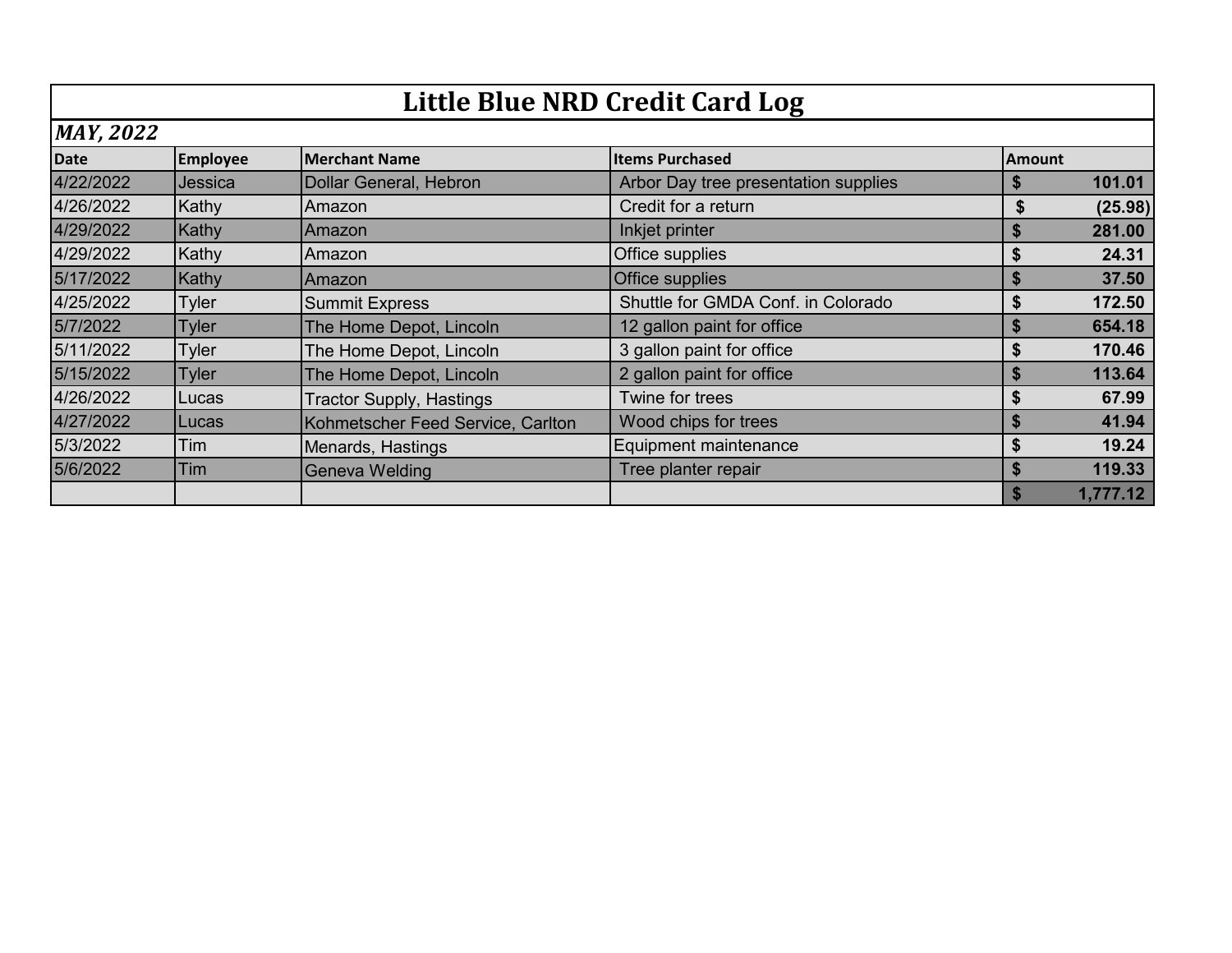# Little Blue NRD Credit Card Log

***MAY, 2022***

| Date | Employee | Merchant Name | Items Purchased | Amount |
|---|---|---|---|---|
| 4/22/2022 | Jessica | Dollar General, Hebron | Arbor Day tree presentation supplies | **$ 101.01** |
| 4/26/2022 | Kathy | Amazon | Credit for a return | **$ (25.98)** |
| 4/29/2022 | Kathy | Amazon | Inkjet printer | **$ 281.00** |
| 4/29/2022 | Kathy | Amazon | Office supplies | **$ 24.31** |
| 5/17/2022 | Kathy | Amazon | Office supplies | **$ 37.50** |
| 4/25/2022 | Tyler | Summit Express | Shuttle for GMDA Conf. in Colorado | **$ 172.50** |
| 5/7/2022 | Tyler | The Home Depot, Lincoln | 12 gallon paint for office | **$ 654.18** |
| 5/11/2022 | Tyler | The Home Depot, Lincoln | 3 gallon paint for office | **$ 170.46** |
| 5/15/2022 | Tyler | The Home Depot, Lincoln | 2 gallon paint for office | **$ 113.64** |
| 4/26/2022 | Lucas | Tractor Supply, Hastings | Twine for trees | **$ 67.99** |
| 4/27/2022 | Lucas | Kohmetscher Feed Service, Carlton | Wood chips for trees | **$ 41.94** |
| 5/3/2022 | Tim | Menards, Hastings | Equipment maintenance | **$ 19.24** |
| 5/6/2022 | Tim | Geneva Welding | Tree planter repair | **$ 119.33** |
| | | | | **$ 1,777.12** |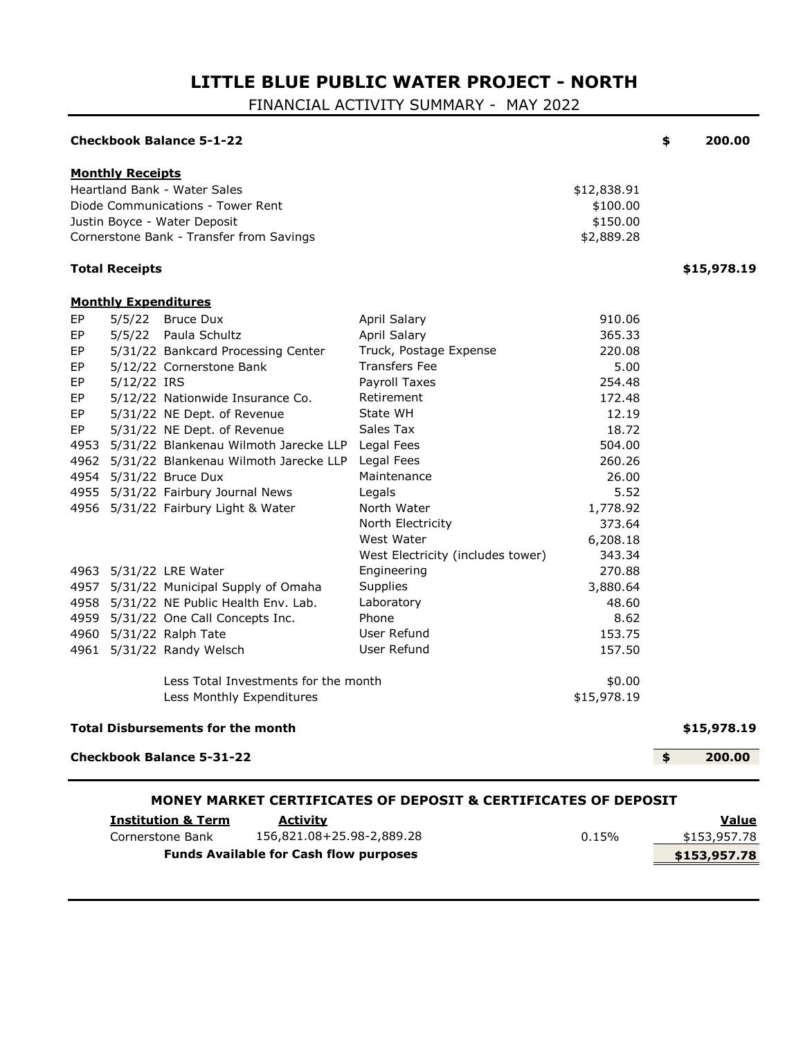# LITTLE BLUE PUBLIC WATER PROJECT - NORTH

FINANCIAL ACTIVITY SUMMARY - MAY 2022

**Checkbook Balance 5-1-22** — **$ 200.00**

**Monthly Receipts**

| | |
|---|---|
| Heartland Bank - Water Sales | $12,838.91 |
| Diode Communications - Tower Rent | $100.00 |
| Justin Boyce - Water Deposit | $150.00 |
| Cornerstone Bank - Transfer from Savings | $2,889.28 |

**Total Receipts** — **$15,978.19**

**Monthly Expenditures**

| | Date | Payee | Description | Amount |
|---|---|---|---|---|
| EP | 5/5/22 | Bruce Dux | April Salary | 910.06 |
| EP | 5/5/22 | Paula Schultz | April Salary | 365.33 |
| EP | 5/31/22 | Bankcard Processing Center | Truck, Postage Expense | 220.08 |
| EP | 5/12/22 | Cornerstone Bank | Transfers Fee | 5.00 |
| EP | 5/12/22 | IRS | Payroll Taxes | 254.48 |
| EP | 5/12/22 | Nationwide Insurance Co. | Retirement | 172.48 |
| EP | 5/31/22 | NE Dept. of Revenue | State WH | 12.19 |
| EP | 5/31/22 | NE Dept. of Revenue | Sales Tax | 18.72 |
| 4953 | 5/31/22 | Blankenau Wilmoth Jarecke LLP | Legal Fees | 504.00 |
| 4962 | 5/31/22 | Blankenau Wilmoth Jarecke LLP | Legal Fees | 260.26 |
| 4954 | 5/31/22 | Bruce Dux | Maintenance | 26.00 |
| 4955 | 5/31/22 | Fairbury Journal News | Legals | 5.52 |
| 4956 | 5/31/22 | Fairbury Light & Water | North Water | 1,778.92 |
| | | | North Electricity | 373.64 |
| | | | West Water | 6,208.18 |
| | | | West Electricity (includes tower) | 343.34 |
| 4963 | 5/31/22 | LRE Water | Engineering | 270.88 |
| 4957 | 5/31/22 | Municipal Supply of Omaha | Supplies | 3,880.64 |
| 4958 | 5/31/22 | NE Public Health Env. Lab. | Laboratory | 48.60 |
| 4959 | 5/31/22 | One Call Concepts Inc. | Phone | 8.62 |
| 4960 | 5/31/22 | Ralph Tate | User Refund | 153.75 |
| 4961 | 5/31/22 | Randy Welsch | User Refund | 157.50 |

| | |
|---|---|
| Less Total Investments for the month | $0.00 |
| Less Monthly Expenditures | $15,978.19 |

**Total Disbursements for the month** — **$15,978.19**

**Checkbook Balance 5-31-22** — **$ 200.00**

## MONEY MARKET CERTIFICATES OF DEPOSIT & CERTIFICATES OF DEPOSIT

| **Institution & Term** | **Activity** | | **Value** |
|---|---|---|---|
| Cornerstone Bank | 156,821.08+25.98-2,889.28 | 0.15% | $153,957.78 |
| **Funds Available for Cash flow purposes** | | | **$153,957.78** |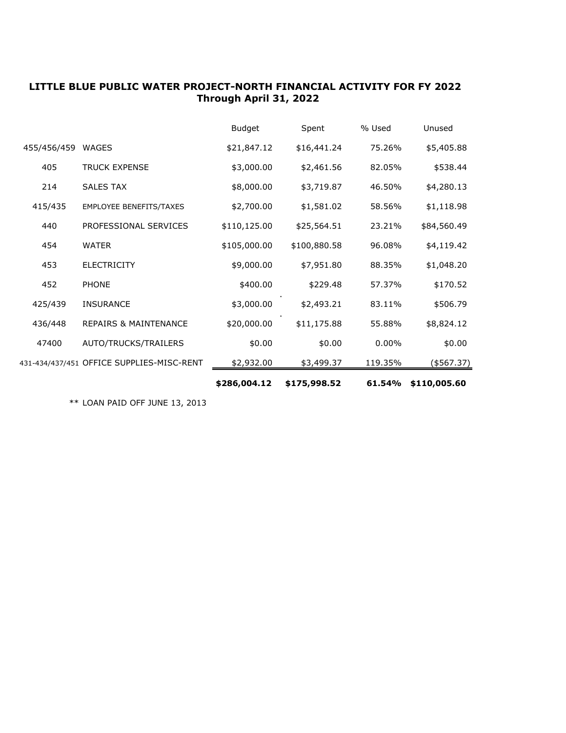## LITTLE BLUE PUBLIC WATER PROJECT-NORTH FINANCIAL ACTIVITY FOR FY 2022
### Through April 31, 2022

| | | Budget | Spent | % Used | Unused |
|---|---|---|---|---|---|
| 455/456/459 | WAGES | $21,847.12 | $16,441.24 | 75.26% | $5,405.88 |
| 405 | TRUCK EXPENSE | $3,000.00 | $2,461.56 | 82.05% | $538.44 |
| 214 | SALES TAX | $8,000.00 | $3,719.87 | 46.50% | $4,280.13 |
| 415/435 | EMPLOYEE BENEFITS/TAXES | $2,700.00 | $1,581.02 | 58.56% | $1,118.98 |
| 440 | PROFESSIONAL SERVICES | $110,125.00 | $25,564.51 | 23.21% | $84,560.49 |
| 454 | WATER | $105,000.00 | $100,880.58 | 96.08% | $4,119.42 |
| 453 | ELECTRICITY | $9,000.00 | $7,951.80 | 88.35% | $1,048.20 |
| 452 | PHONE | $400.00 | $229.48 | 57.37% | $170.52 |
| 425/439 | INSURANCE | $3,000.00 | $2,493.21 | 83.11% | $506.79 |
| 436/448 | REPAIRS & MAINTENANCE | $20,000.00 | $11,175.88 | 55.88% | $8,824.12 |
| 47400 | AUTO/TRUCKS/TRAILERS | $0.00 | $0.00 | 0.00% | $0.00 |
| 431-434/437/451 | OFFICE SUPPLIES-MISC-RENT | $2,932.00 | $3,499.37 | 119.35% | ($567.37) |
| | | **$286,004.12** | **$175,998.52** | **61.54%** | **$110,005.60** |

** LOAN PAID OFF JUNE 13, 2013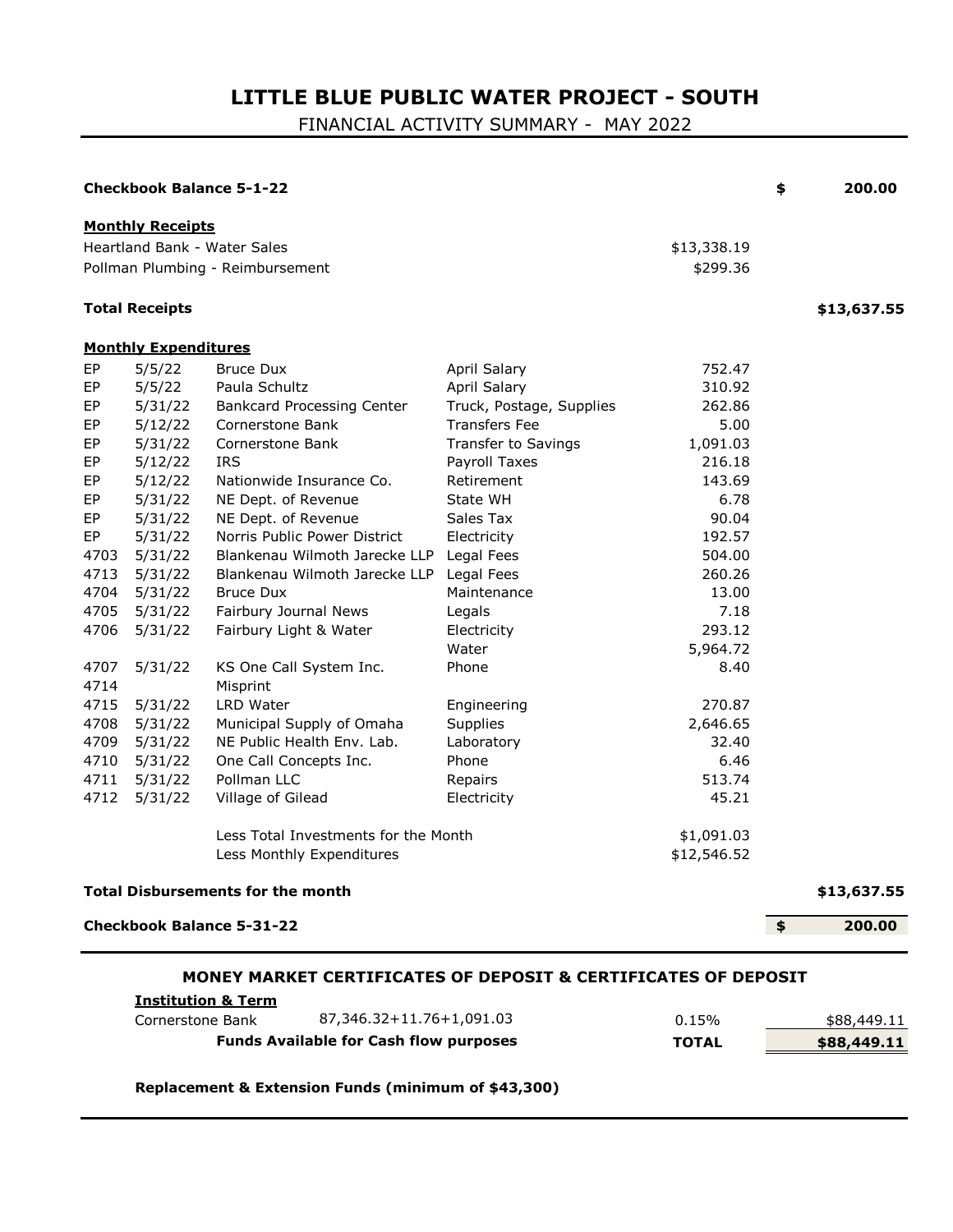# LITTLE BLUE PUBLIC WATER PROJECT - SOUTH

FINANCIAL ACTIVITY SUMMARY - MAY 2022

| | | | | | |
|---|---|---|---|---|---|
| **Checkbook Balance 5-1-22** | | | | | **$ 200.00** |
| **Monthly Receipts** | | | | | |
| Heartland Bank - Water Sales | | | | $13,338.19 | |
| Pollman Plumbing - Reimbursement | | | | $299.36 | |
| **Total Receipts** | | | | | **$13,637.55** |
| **Monthly Expenditures** | | | | | |
| EP | 5/5/22 | Bruce Dux | April Salary | 752.47 | |
| EP | 5/5/22 | Paula Schultz | April Salary | 310.92 | |
| EP | 5/31/22 | Bankcard Processing Center | Truck, Postage, Supplies | 262.86 | |
| EP | 5/12/22 | Cornerstone Bank | Transfers Fee | 5.00 | |
| EP | 5/31/22 | Cornerstone Bank | Transfer to Savings | 1,091.03 | |
| EP | 5/12/22 | IRS | Payroll Taxes | 216.18 | |
| EP | 5/12/22 | Nationwide Insurance Co. | Retirement | 143.69 | |
| EP | 5/31/22 | NE Dept. of Revenue | State WH | 6.78 | |
| EP | 5/31/22 | NE Dept. of Revenue | Sales Tax | 90.04 | |
| EP | 5/31/22 | Norris Public Power District | Electricity | 192.57 | |
| 4703 | 5/31/22 | Blankenau Wilmoth Jarecke LLP | Legal Fees | 504.00 | |
| 4713 | 5/31/22 | Blankenau Wilmoth Jarecke LLP | Legal Fees | 260.26 | |
| 4704 | 5/31/22 | Bruce Dux | Maintenance | 13.00 | |
| 4705 | 5/31/22 | Fairbury Journal News | Legals | 7.18 | |
| 4706 | 5/31/22 | Fairbury Light & Water | Electricity | 293.12 | |
| | | | Water | 5,964.72 | |
| 4707 | 5/31/22 | KS One Call System Inc. | Phone | 8.40 | |
| 4714 | | Misprint | | | |
| 4715 | 5/31/22 | LRD Water | Engineering | 270.87 | |
| 4708 | 5/31/22 | Municipal Supply of Omaha | Supplies | 2,646.65 | |
| 4709 | 5/31/22 | NE Public Health Env. Lab. | Laboratory | 32.40 | |
| 4710 | 5/31/22 | One Call Concepts Inc. | Phone | 6.46 | |
| 4711 | 5/31/22 | Pollman LLC | Repairs | 513.74 | |
| 4712 | 5/31/22 | Village of Gilead | Electricity | 45.21 | |
| | | Less Total Investments for the Month | | $1,091.03 | |
| | | Less Monthly Expenditures | | $12,546.52 | |
| **Total Disbursements for the month** | | | | | **$13,637.55** |
| **Checkbook Balance 5-31-22** | | | | | **$ 200.00** |

## MONEY MARKET CERTIFICATES OF DEPOSIT & CERTIFICATES OF DEPOSIT

| **Institution & Term** | | | |
|---|---|---|---|
| Cornerstone Bank | 87,346.32+11.76+1,091.03 | 0.15% | $88,449.11 |
| | **Funds Available for Cash flow purposes** | **TOTAL** | **$88,449.11** |

**Replacement & Extension Funds (minimum of $43,300)**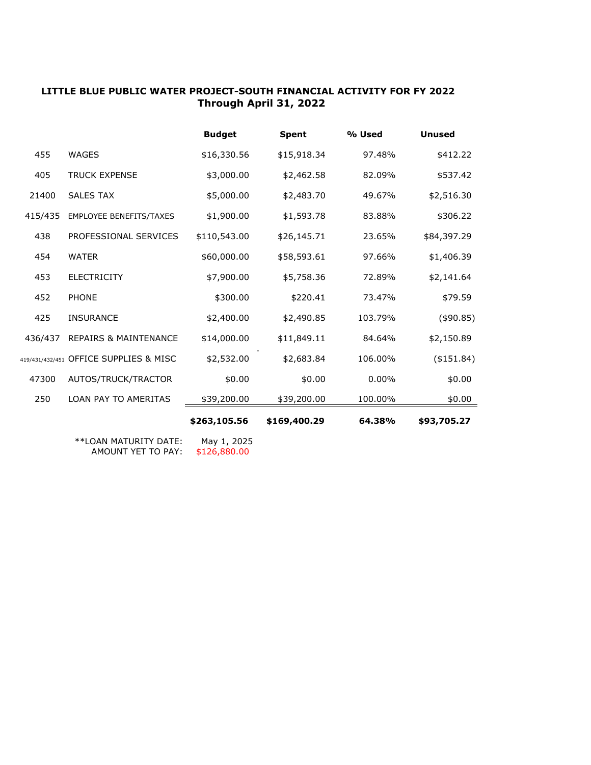**LITTLE BLUE PUBLIC WATER PROJECT-SOUTH FINANCIAL ACTIVITY FOR FY 2022**
**Through April 31, 2022**

| | | Budget | Spent | % Used | Unused |
|---|---|---|---|---|---|
| 455 | WAGES | $16,330.56 | $15,918.34 | 97.48% | $412.22 |
| 405 | TRUCK EXPENSE | $3,000.00 | $2,462.58 | 82.09% | $537.42 |
| 21400 | SALES TAX | $5,000.00 | $2,483.70 | 49.67% | $2,516.30 |
| 415/435 | EMPLOYEE BENEFITS/TAXES | $1,900.00 | $1,593.78 | 83.88% | $306.22 |
| 438 | PROFESSIONAL SERVICES | $110,543.00 | $26,145.71 | 23.65% | $84,397.29 |
| 454 | WATER | $60,000.00 | $58,593.61 | 97.66% | $1,406.39 |
| 453 | ELECTRICITY | $7,900.00 | $5,758.36 | 72.89% | $2,141.64 |
| 452 | PHONE | $300.00 | $220.41 | 73.47% | $79.59 |
| 425 | INSURANCE | $2,400.00 | $2,490.85 | 103.79% | ($90.85) |
| 436/437 | REPAIRS & MAINTENANCE | $14,000.00 | $11,849.11 | 84.64% | $2,150.89 |
| 419/431/432/451 | OFFICE SUPPLIES & MISC | $2,532.00 | $2,683.84 | 106.00% | ($151.84) |
| 47300 | AUTOS/TRUCK/TRACTOR | $0.00 | $0.00 | 0.00% | $0.00 |
| 250 | LOAN PAY TO AMERITAS | $39,200.00 | $39,200.00 | 100.00% | $0.00 |
| | | **$263,105.56** | **$169,400.29** | **64.38%** | **$93,705.27** |

**LOAN MATURITY DATE: May 1, 2025
AMOUNT YET TO PAY: $126,880.00